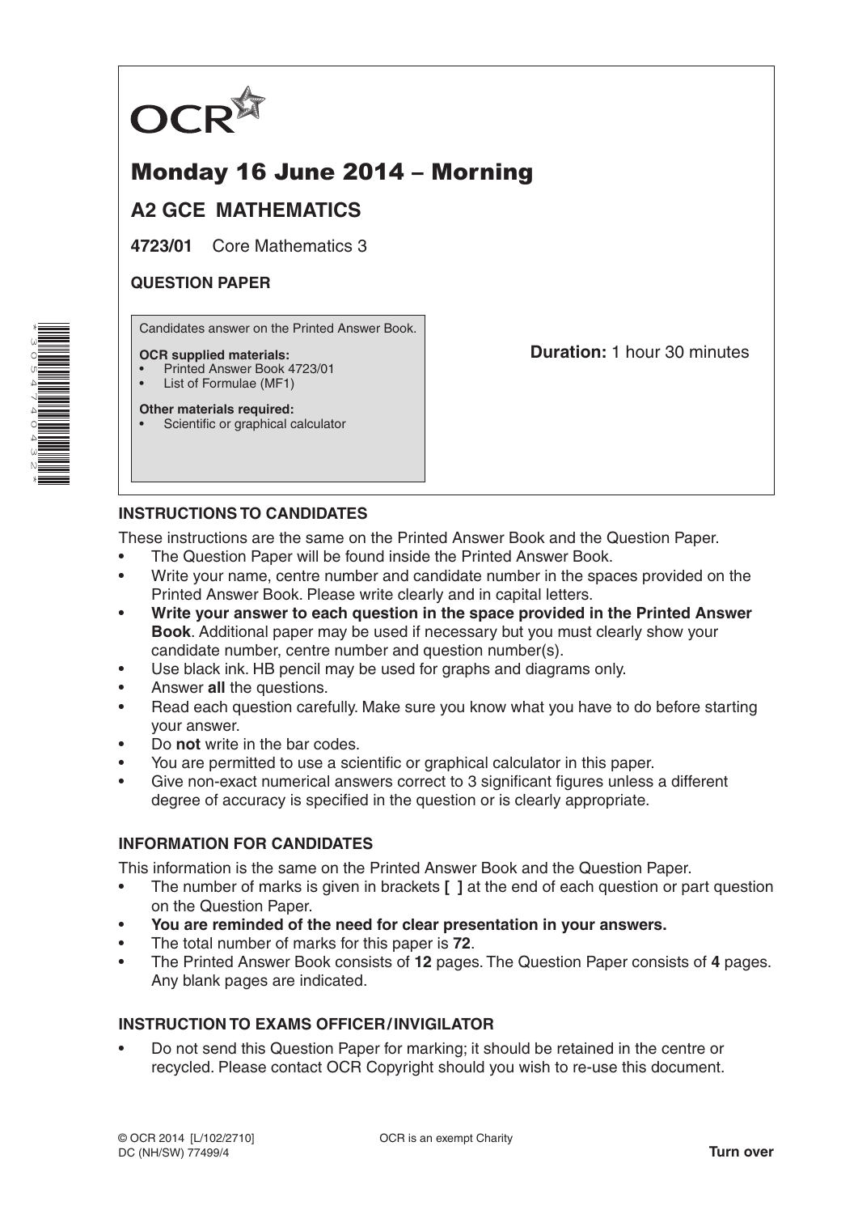OCR

# Monday 16 June 2014 – Morning

## A2 GCE MATHEMATICS

**4723/01** Core Mathematics 3

**QUESTION PAPER**

Candidates answer on the Printed Answer Book.

**OCR supplied materials:**
- Printed Answer Book 4723/01
- List of Formulae (MF1)

**Other materials required:**
- Scientific or graphical calculator

**Duration:** 1 hour 30 minutes

### INSTRUCTIONS TO CANDIDATES

These instructions are the same on the Printed Answer Book and the Question Paper.

- The Question Paper will be found inside the Printed Answer Book.
- Write your name, centre number and candidate number in the spaces provided on the Printed Answer Book. Please write clearly and in capital letters.
- **Write your answer to each question in the space provided in the Printed Answer Book**. Additional paper may be used if necessary but you must clearly show your candidate number, centre number and question number(s).
- Use black ink. HB pencil may be used for graphs and diagrams only.
- Answer **all** the questions.
- Read each question carefully. Make sure you know what you have to do before starting your answer.
- Do **not** write in the bar codes.
- You are permitted to use a scientific or graphical calculator in this paper.
- Give non-exact numerical answers correct to 3 significant figures unless a different degree of accuracy is specified in the question or is clearly appropriate.

### INFORMATION FOR CANDIDATES

This information is the same on the Printed Answer Book and the Question Paper.

- The number of marks is given in brackets **[ ]** at the end of each question or part question on the Question Paper.
- **You are reminded of the need for clear presentation in your answers.**
- The total number of marks for this paper is **72**.
- The Printed Answer Book consists of **12** pages. The Question Paper consists of **4** pages. Any blank pages are indicated.

### INSTRUCTION TO EXAMS OFFICER / INVIGILATOR

- Do not send this Question Paper for marking; it should be retained in the centre or recycled. Please contact OCR Copyright should you wish to re-use this document.

© OCR 2014 [L/102/2710]
DC (NH/SW) 77499/4

OCR is an exempt Charity

**Turn over**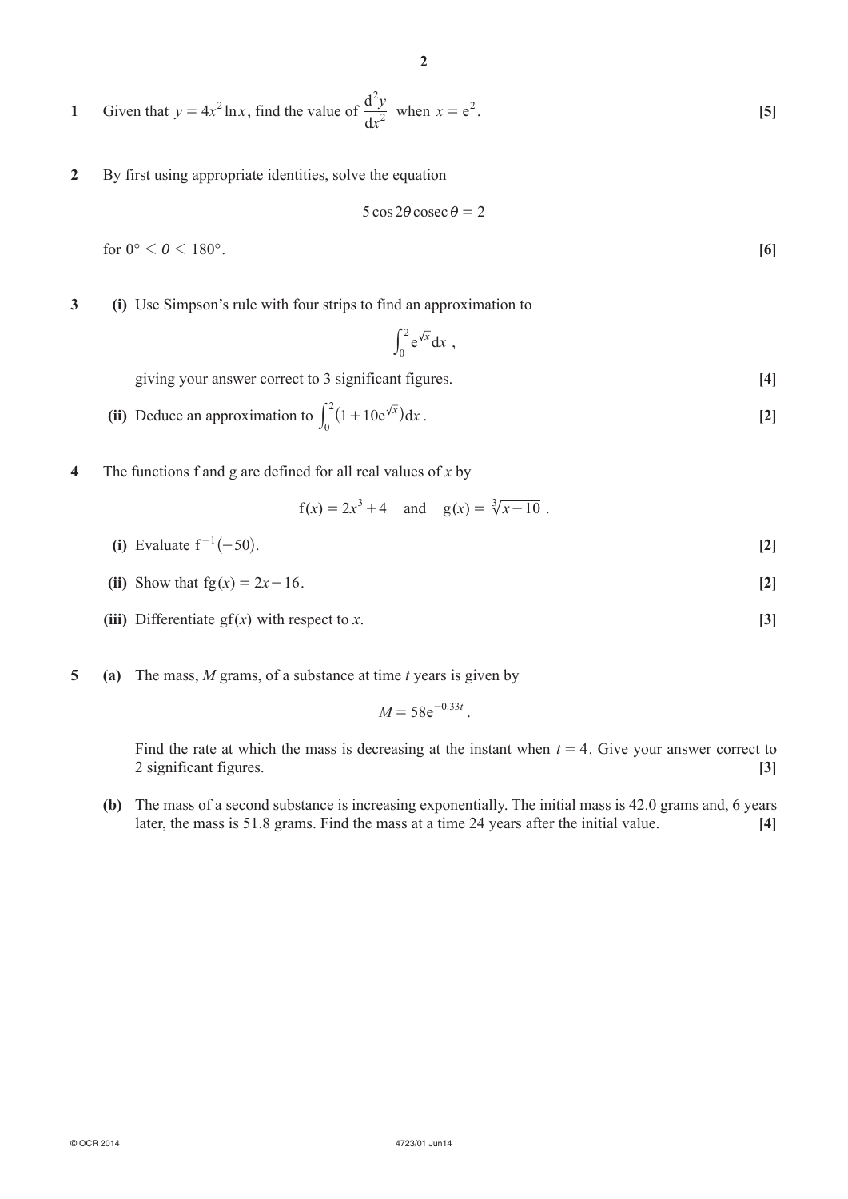**1** Given that $y = 4x^2 \ln x$, find the value of $\dfrac{\mathrm{d}^2y}{\mathrm{d}x^2}$ when $x = \mathrm{e}^2$. **[5]**

**2** By first using appropriate identities, solve the equation

$$5\cos 2\theta \operatorname{cosec} \theta = 2$$

for $0° < \theta < 180°$. **[6]**

**3** **(i)** Use Simpson's rule with four strips to find an approximation to

$$\int_0^2 \mathrm{e}^{\sqrt{x}}\,\mathrm{d}x\ ,$$

giving your answer correct to 3 significant figures. **[4]**

**(ii)** Deduce an approximation to $\displaystyle\int_0^2 \left(1 + 10\mathrm{e}^{\sqrt{x}}\right)\mathrm{d}x$. **[2]**

**4** The functions f and g are defined for all real values of $x$ by

$$\mathrm{f}(x) = 2x^3 + 4 \quad \text{and} \quad \mathrm{g}(x) = \sqrt[3]{x - 10}\ .$$

**(i)** Evaluate $\mathrm{f}^{-1}(-50)$. **[2]**

**(ii)** Show that $\mathrm{fg}(x) = 2x - 16$. **[2]**

**(iii)** Differentiate $\mathrm{gf}(x)$ with respect to $x$. **[3]**

**5** **(a)** The mass, $M$ grams, of a substance at time $t$ years is given by

$$M = 58\mathrm{e}^{-0.33t}\ .$$

Find the rate at which the mass is decreasing at the instant when $t = 4$. Give your answer correct to 2 significant figures. **[3]**

**(b)** The mass of a second substance is increasing exponentially. The initial mass is 42.0 grams and, 6 years later, the mass is 51.8 grams. Find the mass at a time 24 years after the initial value. **[4]**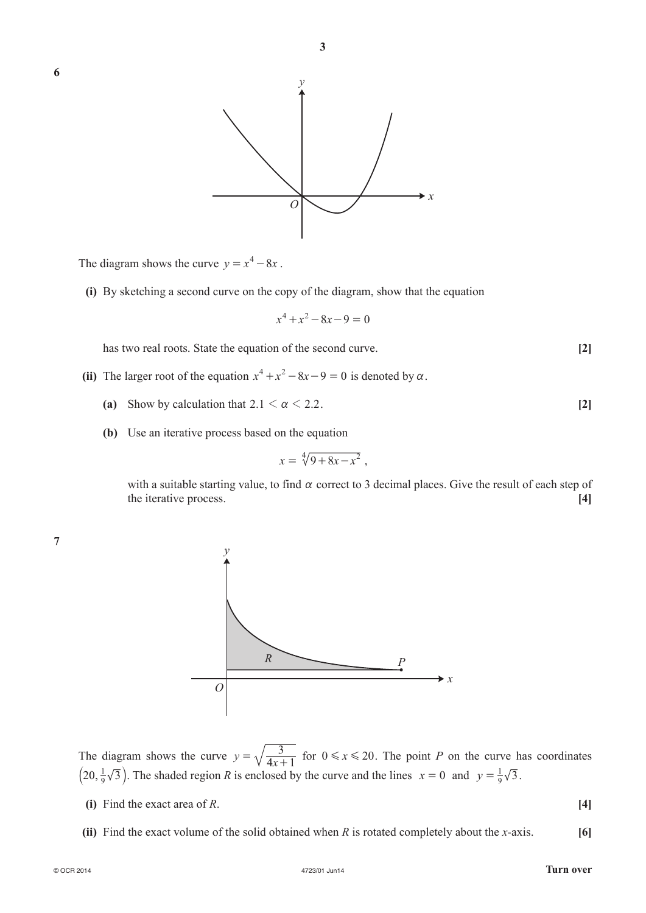**6**

The diagram shows the curve $y = x^4 - 8x$.

**(i)** By sketching a second curve on the copy of the diagram, show that the equation

$$x^4 + x^2 - 8x - 9 = 0$$

has two real roots. State the equation of the second curve. **[2]**

**(ii)** The larger root of the equation $x^4 + x^2 - 8x - 9 = 0$ is denoted by $\alpha$.

**(a)** Show by calculation that $2.1 < \alpha < 2.2$. **[2]**

**(b)** Use an iterative process based on the equation

$$x = \sqrt[4]{9 + 8x - x^2},$$

with a suitable starting value, to find $\alpha$ correct to 3 decimal places. Give the result of each step of the iterative process. **[4]**

**7**

The diagram shows the curve $y = \sqrt{\dfrac{3}{4x+1}}$ for $0 \leqslant x \leqslant 20$. The point $P$ on the curve has coordinates $\left(20, \frac{1}{9}\sqrt{3}\right)$. The shaded region $R$ is enclosed by the curve and the lines $x = 0$ and $y = \frac{1}{9}\sqrt{3}$.

**(i)** Find the exact area of $R$. **[4]**

**(ii)** Find the exact volume of the solid obtained when $R$ is rotated completely about the $x$-axis. **[6]**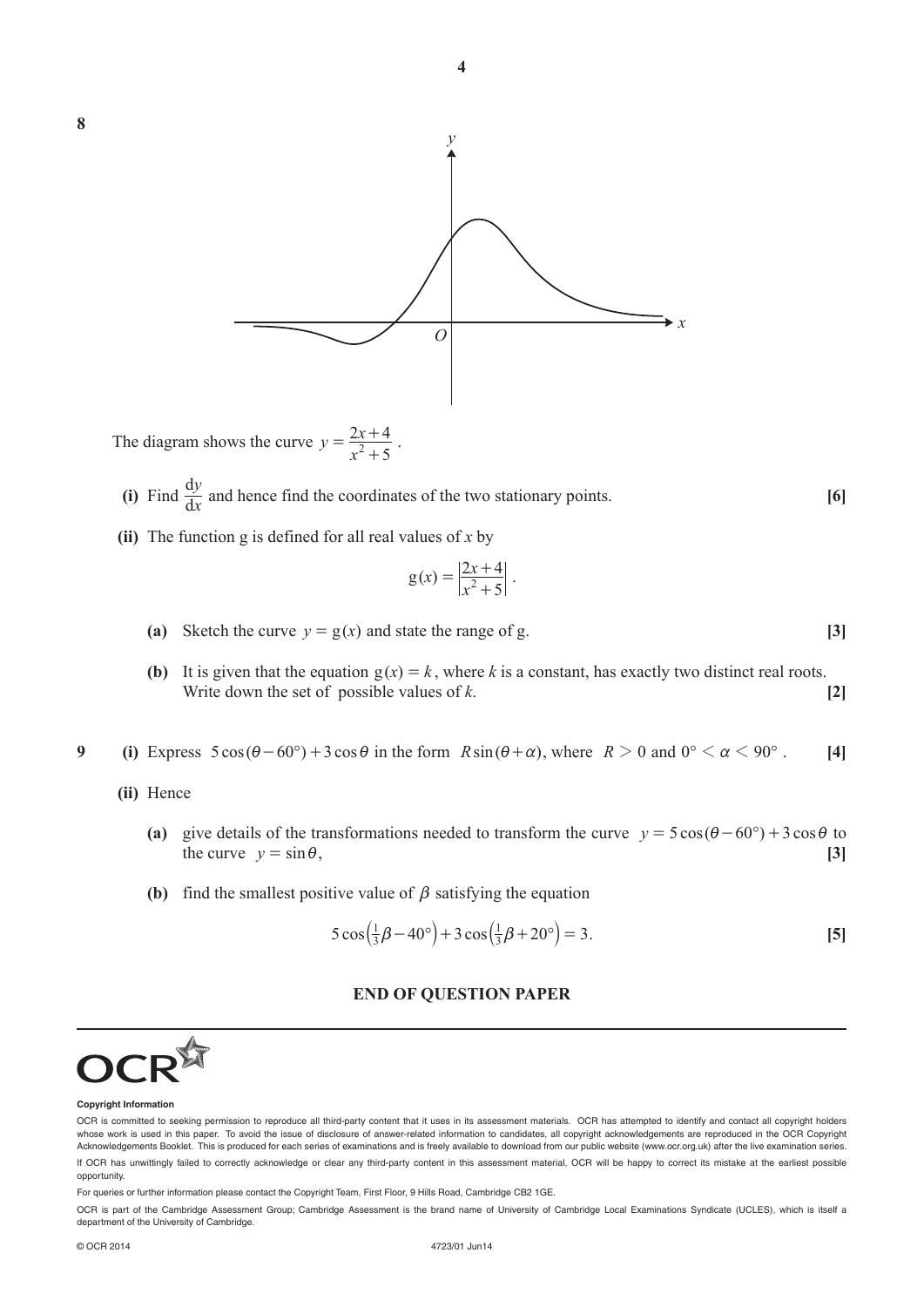**8**

$y$

$O$

$x$

The diagram shows the curve $y = \dfrac{2x+4}{x^2+5}$.

**(i)** Find $\dfrac{dy}{dx}$ and hence find the coordinates of the two stationary points. **[6]**

**(ii)** The function g is defined for all real values of $x$ by

$$g(x) = \left|\frac{2x+4}{x^2+5}\right|.$$

**(a)** Sketch the curve $y = g(x)$ and state the range of g. **[3]**

**(b)** It is given that the equation $g(x) = k$, where $k$ is a constant, has exactly two distinct real roots. Write down the set of possible values of $k$. **[2]**

**9** **(i)** Express $5\cos(\theta - 60°) + 3\cos\theta$ in the form $R\sin(\theta + \alpha)$, where $R > 0$ and $0° < \alpha < 90°$. **[4]**

**(ii)** Hence

**(a)** give details of the transformations needed to transform the curve $y = 5\cos(\theta - 60°) + 3\cos\theta$ to the curve $y = \sin\theta$, **[3]**

**(b)** find the smallest positive value of $\beta$ satisfying the equation

$$5\cos\left(\tfrac{1}{3}\beta - 40°\right) + 3\cos\left(\tfrac{1}{3}\beta + 20°\right) = 3.$$ **[5]**

**END OF QUESTION PAPER**

**Copyright Information**

OCR is committed to seeking permission to reproduce all third-party content that it uses in its assessment materials. OCR has attempted to identify and contact all copyright holders whose work is used in this paper. To avoid the issue of disclosure of answer-related information to candidates, all copyright acknowledgements are reproduced in the OCR Copyright Acknowledgements Booklet. This is produced for each series of examinations and is freely available to download from our public website (www.ocr.org.uk) after the live examination series.

If OCR has unwittingly failed to correctly acknowledge or clear any third-party content in this assessment material, OCR will be happy to correct its mistake at the earliest possible opportunity.

For queries or further information please contact the Copyright Team, First Floor, 9 Hills Road, Cambridge CB2 1GE.

OCR is part of the Cambridge Assessment Group; Cambridge Assessment is the brand name of University of Cambridge Local Examinations Syndicate (UCLES), which is itself a department of the University of Cambridge.

© OCR 2014 4723/01 Jun14